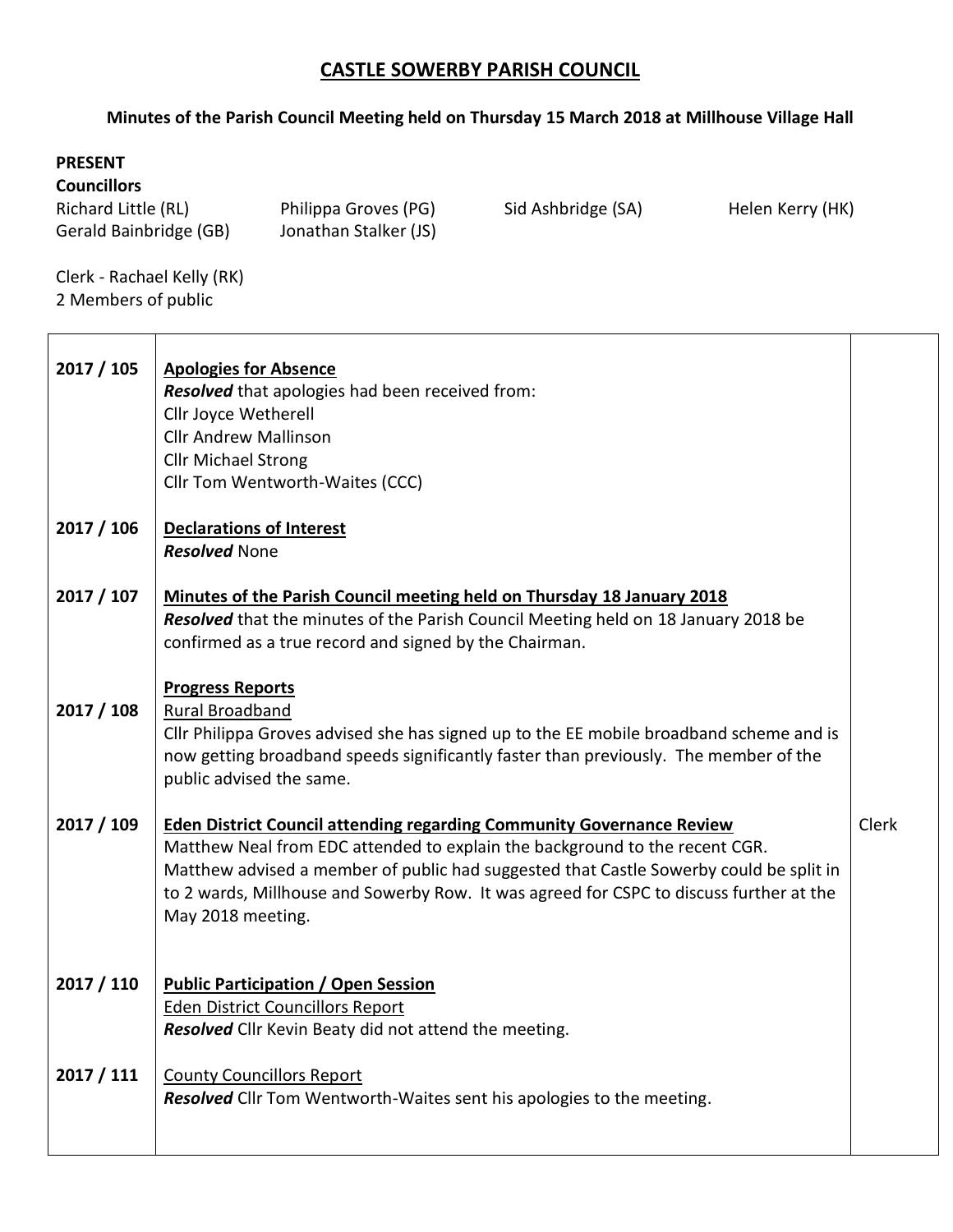# CASTLE SOWERBY PARISH COUNCIL

### Minutes of the Parish Council Meeting held on Thursday 15 March 2018 at Millhouse Village Hall

**PRESENT**
**Councillors**

| | | | |
|---|---|---|---|
| Richard Little (RL) | Philippa Groves (PG) | Sid Ashbridge (SA) | Helen Kerry (HK) |
| Gerald Bainbridge (GB) | Jonathan Stalker (JS) | | |

Clerk - Rachael Kelly (RK)
2 Members of public

| | | |
|---|---|---|
| 2017 / 105 | **Apologies for Absence**<br>***Resolved*** that apologies had been received from:<br>Cllr Joyce Wetherell<br>Cllr Andrew Mallinson<br>Cllr Michael Strong<br>Cllr Tom Wentworth-Waites (CCC) | |
| 2017 / 106 | **Declarations of Interest**<br>***Resolved*** None | |
| 2017 / 107 | **Minutes of the Parish Council meeting held on Thursday 18 January 2018**<br>***Resolved*** that the minutes of the Parish Council Meeting held on 18 January 2018 be confirmed as a true record and signed by the Chairman. | |
| | **Progress Reports** | |
| 2017 / 108 | Rural Broadband<br>Cllr Philippa Groves advised she has signed up to the EE mobile broadband scheme and is now getting broadband speeds significantly faster than previously. The member of the public advised the same. | |
| 2017 / 109 | **Eden District Council attending regarding Community Governance Review**<br>Matthew Neal from EDC attended to explain the background to the recent CGR. Matthew advised a member of public had suggested that Castle Sowerby could be split in to 2 wards, Millhouse and Sowerby Row. It was agreed for CSPC to discuss further at the May 2018 meeting. | Clerk |
| 2017 / 110 | **Public Participation / Open Session**<br>Eden District Councillors Report<br>***Resolved*** Cllr Kevin Beaty did not attend the meeting. | |
| 2017 / 111 | County Councillors Report<br>***Resolved*** Cllr Tom Wentworth-Waites sent his apologies to the meeting. | |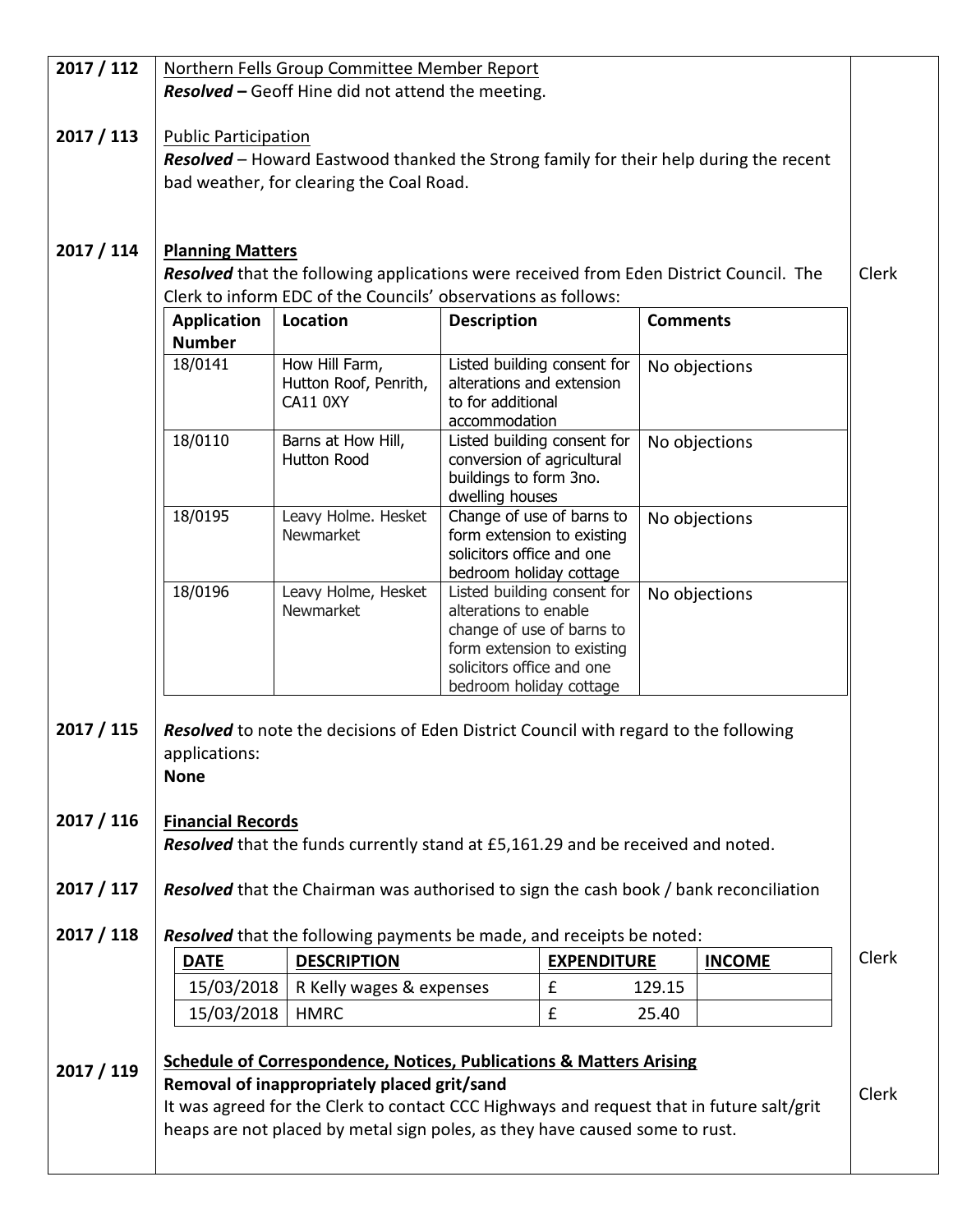| | | |
|---|---|---|
| **2017 / 112** | Northern Fells Group Committee Member Report<br>***Resolved –*** Geoff Hine did not attend the meeting. | |
| **2017 / 113** | Public Participation<br>***Resolved*** – Howard Eastwood thanked the Strong family for their help during the recent bad weather, for clearing the Coal Road. | |
| **2017 / 114** | **Planning Matters**<br>***Resolved*** that the following applications were received from Eden District Council. The Clerk to inform EDC of the Councils' observations as follows: | Clerk |

| Application Number | Location | Description | Comments |
|---|---|---|---|
| 18/0141 | How Hill Farm, Hutton Roof, Penrith, CA11 0XY | Listed building consent for alterations and extension to for additional accommodation | No objections |
| 18/0110 | Barns at How Hill, Hutton Rood | Listed building consent for conversion of agricultural buildings to form 3no. dwelling houses | No objections |
| 18/0195 | Leavy Holme. Hesket Newmarket | Change of use of barns to form extension to existing solicitors office and one bedroom holiday cottage | No objections |
| 18/0196 | Leavy Holme, Hesket Newmarket | Listed building consent for alterations to enable change of use of barns to form extension to existing solicitors office and one bedroom holiday cottage | No objections |

| | | |
|---|---|---|
| **2017 / 115** | ***Resolved*** to note the decisions of Eden District Council with regard to the following applications:<br>**None** | |
| **2017 / 116** | **Financial Records**<br>***Resolved*** that the funds currently stand at £5,161.29 and be received and noted. | |
| **2017 / 117** | ***Resolved*** that the Chairman was authorised to sign the cash book / bank reconciliation | |
| **2017 / 118** | ***Resolved*** that the following payments be made, and receipts be noted: | Clerk |

| DATE | DESCRIPTION | EXPENDITURE | INCOME |
|---|---|---|---|
| 15/03/2018 | R Kelly wages & expenses | £ 129.15 | |
| 15/03/2018 | HMRC | £ 25.40 | |

| | | |
|---|---|---|
| **2017 / 119** | **Schedule of Correspondence, Notices, Publications & Matters Arising**<br>**Removal of inappropriately placed grit/sand**<br>It was agreed for the Clerk to contact CCC Highways and request that in future salt/grit heaps are not placed by metal sign poles, as they have caused some to rust. | Clerk |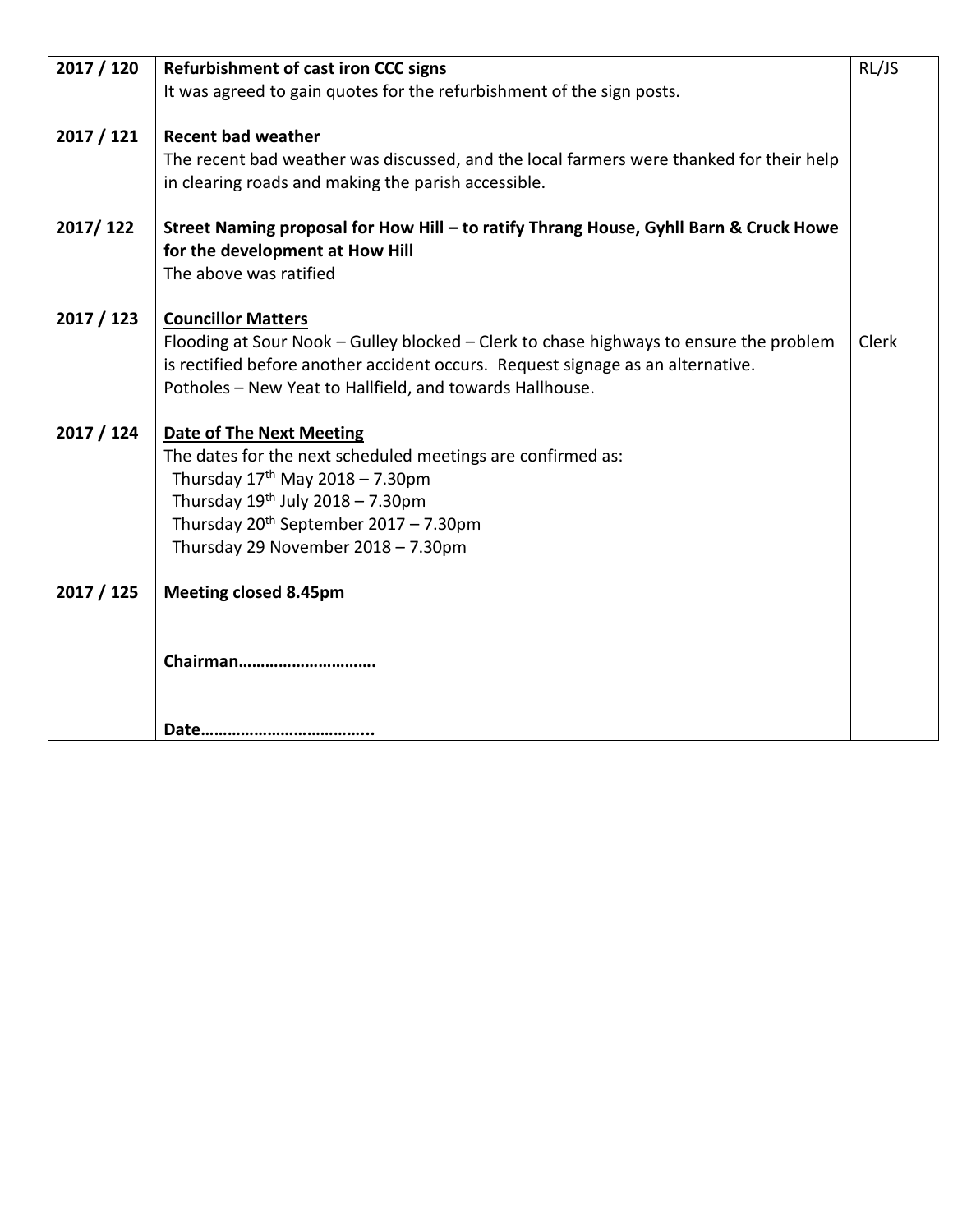| | | |
|---|---|---|
| **2017 / 120** | **Refurbishment of cast iron CCC signs**<br>It was agreed to gain quotes for the refurbishment of the sign posts. | RL/JS |
| **2017 / 121** | **Recent bad weather**<br>The recent bad weather was discussed, and the local farmers were thanked for their help in clearing roads and making the parish accessible. | |
| **2017/ 122** | **Street Naming proposal for How Hill – to ratify Thrang House, Gyhll Barn & Cruck Howe for the development at How Hill**<br>The above was ratified | |
| **2017 / 123** | **<u>Councillor Matters</u>**<br>Flooding at Sour Nook – Gulley blocked – Clerk to chase highways to ensure the problem is rectified before another accident occurs. Request signage as an alternative.<br>Potholes – New Yeat to Hallfield, and towards Hallhouse. | Clerk |
| **2017 / 124** | **<u>Date of The Next Meeting</u>**<br>The dates for the next scheduled meetings are confirmed as:<br>Thursday 17th May 2018 – 7.30pm<br>Thursday 19th July 2018 – 7.30pm<br>Thursday 20th September 2017 – 7.30pm<br>Thursday 29 November 2018 – 7.30pm | |
| **2017 / 125** | **Meeting closed 8.45pm**<br><br>**Chairman…………………………**<br><br>**Date………………………………..** | |